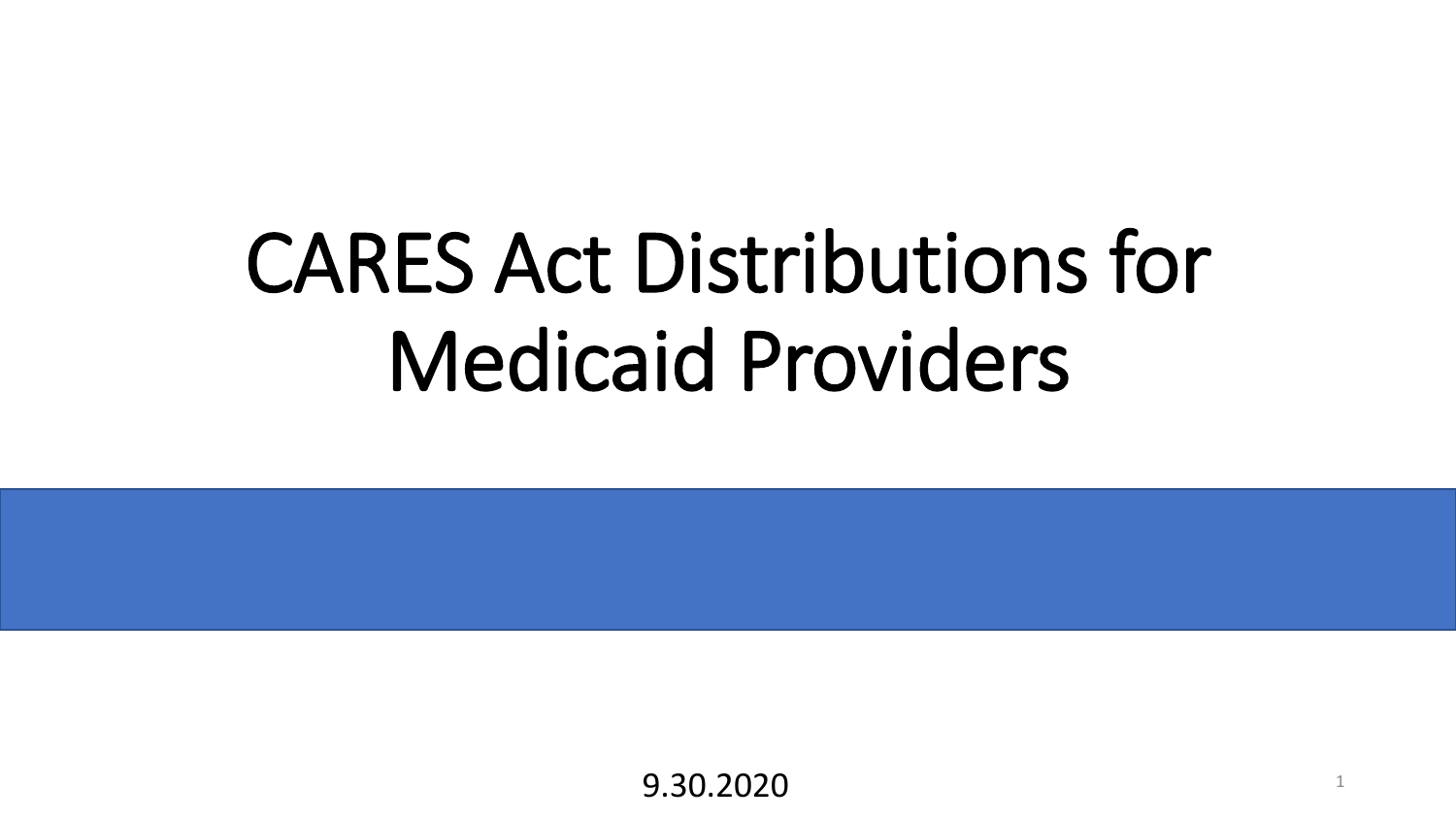# CARES Act Distributions for Medicaid Providers

9.30.2020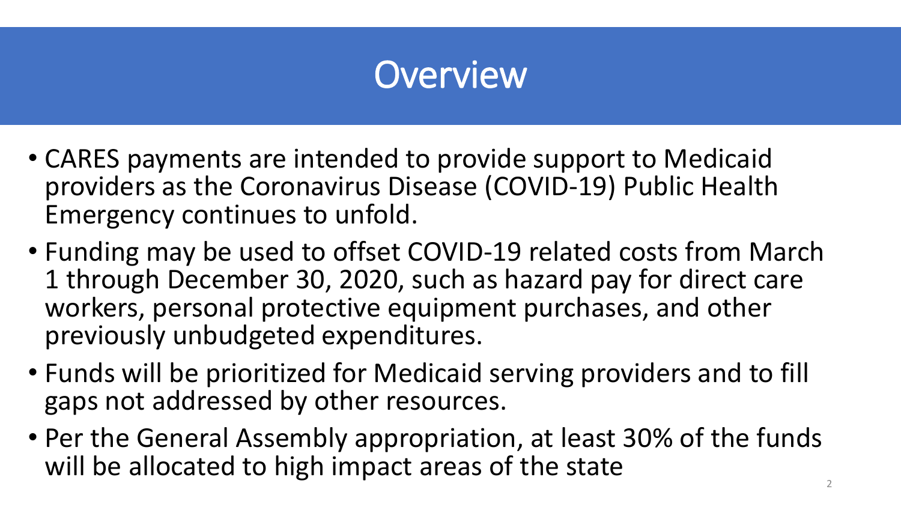# Overview

- CARES payments are intended to provide support to Medicaid providers as the Coronavirus Disease (COVID-19) Public Health Emergency continues to unfold.
- Funding may be used to offset COVID-19 related costs from March 1 through December 30, 2020, such as hazard pay for direct care workers, personal protective equipment purchases, and other previously unbudgeted expenditures.
- Funds will be prioritized for Medicaid serving providers and to fill gaps not addressed by other resources.
- Per the General Assembly appropriation, at least 30% of the funds will be allocated to high impact areas of the state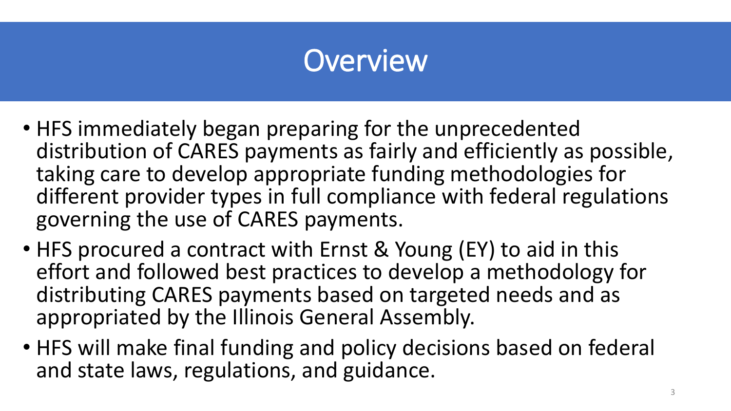# Overview

- HFS immediately began preparing for the unprecedented distribution of CARES payments as fairly and efficiently as possible, taking care to develop appropriate funding methodologies for different provider types in full compliance with federal regulations governing the use of CARES payments.
- HFS procured a contract with Ernst & Young (EY) to aid in this effort and followed best practices to develop a methodology for distributing CARES payments based on targeted needs and as appropriated by the Illinois General Assembly.
- HFS will make final funding and policy decisions based on federal and state laws, regulations, and guidance.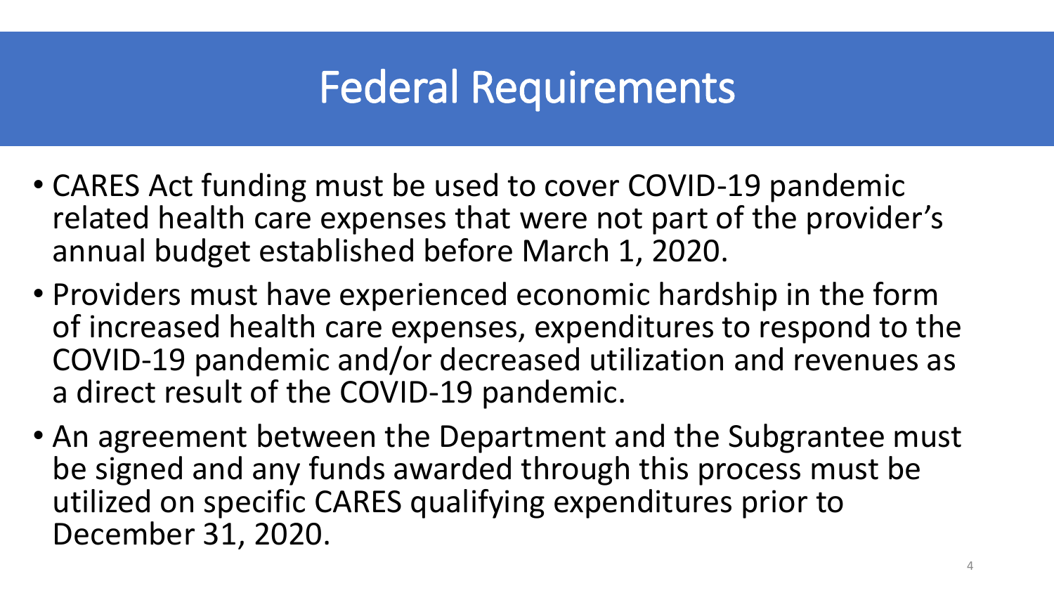# Federal Requirements

- CARES Act funding must be used to cover COVID-19 pandemic related health care expenses that were not part of the provider's annual budget established before March 1, 2020.
- Providers must have experienced economic hardship in the form of increased health care expenses, expenditures to respond to the COVID-19 pandemic and/or decreased utilization and revenues as a direct result of the COVID-19 pandemic.
- An agreement between the Department and the Subgrantee must be signed and any funds awarded through this process must be utilized on specific CARES qualifying expenditures prior to December 31, 2020.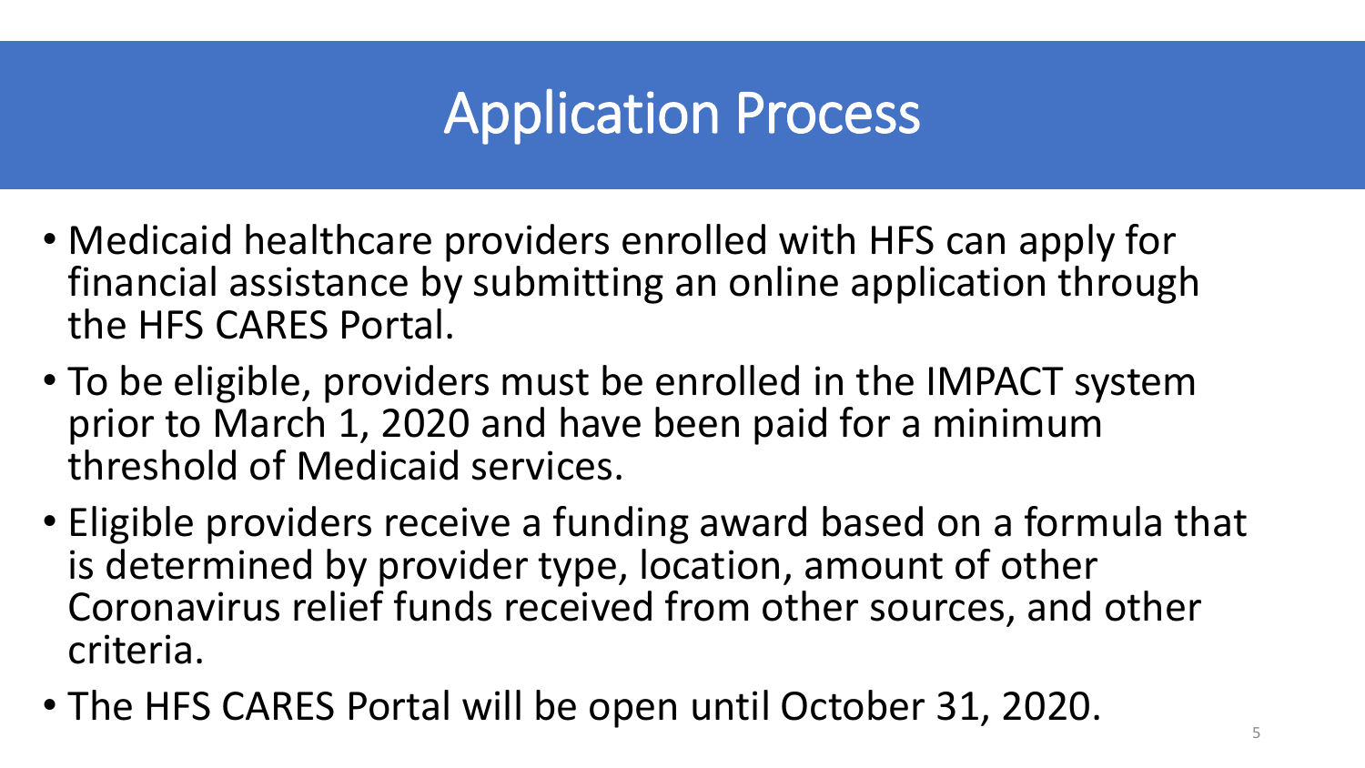# Application Process

- Medicaid healthcare providers enrolled with HFS can apply for financial assistance by submitting an online application through the HFS CARES Portal.
- To be eligible, providers must be enrolled in the IMPACT system prior to March 1, 2020 and have been paid for a minimum threshold of Medicaid services.
- Eligible providers receive a funding award based on a formula that is determined by provider type, location, amount of other Coronavirus relief funds received from other sources, and other criteria.
- The HFS CARES Portal will be open until October 31, 2020.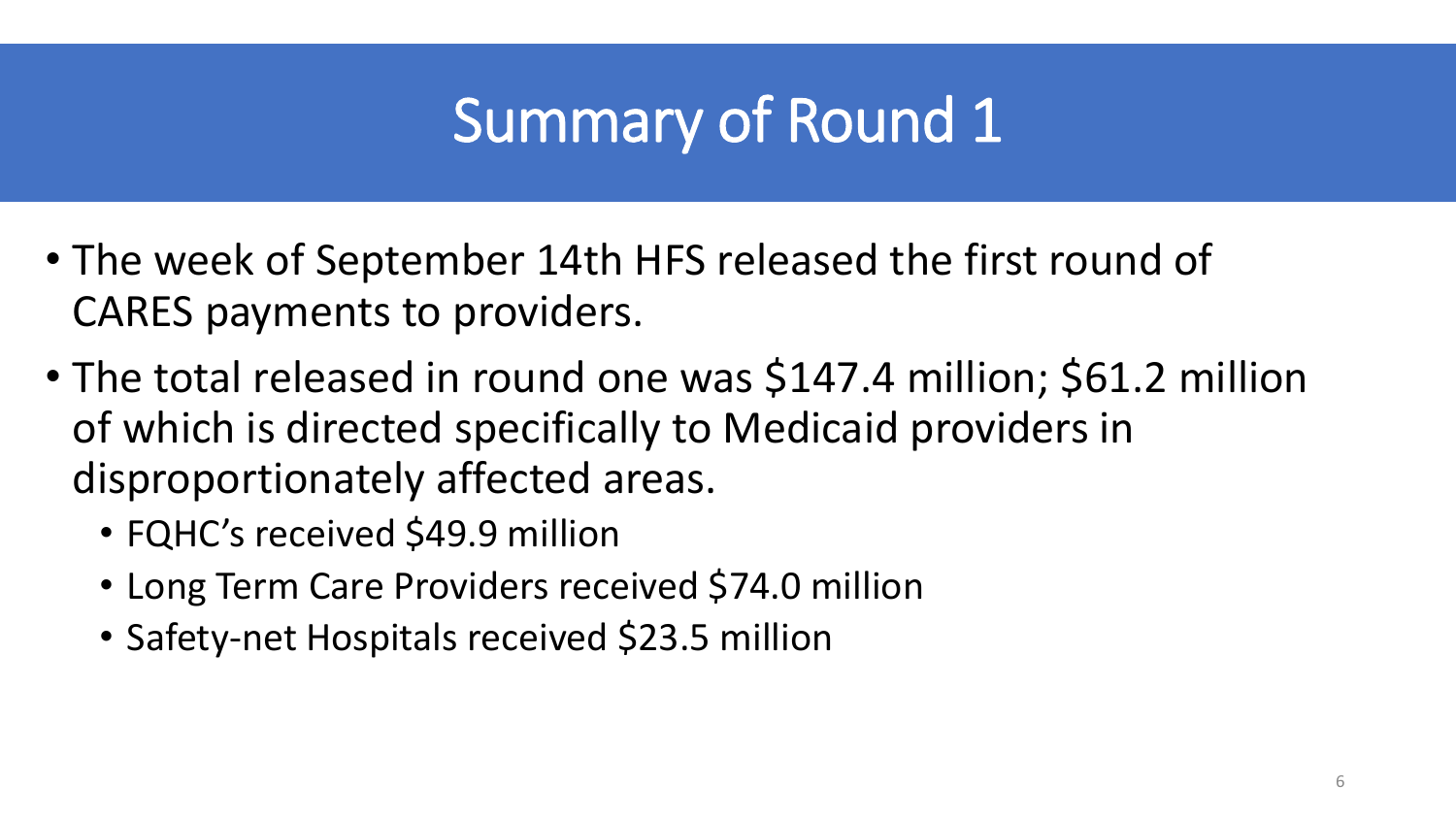# Summary of Round 1

- The week of September 14th HFS released the first round of CARES payments to providers.
- The total released in round one was $147.4 million; $61.2 million of which is directed specifically to Medicaid providers in disproportionately affected areas.
  - FQHC's received $49.9 million
  - Long Term Care Providers received $74.0 million
  - Safety-net Hospitals received $23.5 million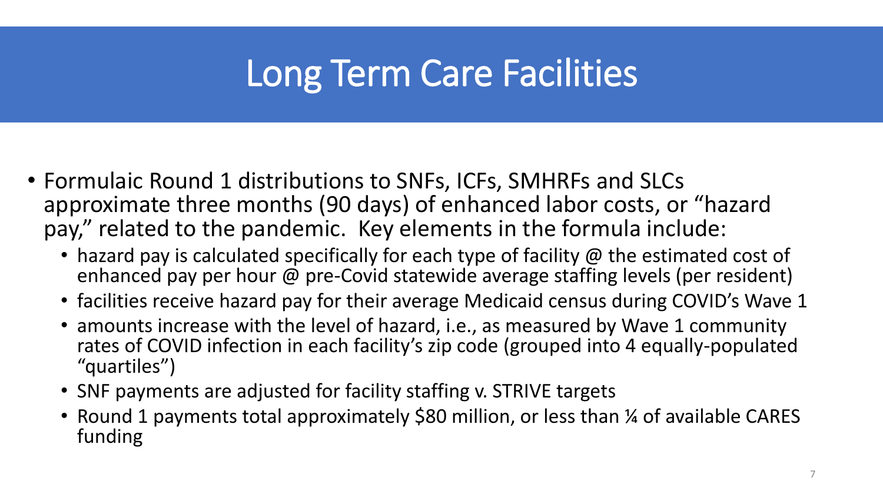# Long Term Care Facilities

- Formulaic Round 1 distributions to SNFs, ICFs, SMHRFs and SLCs approximate three months (90 days) of enhanced labor costs, or "hazard pay," related to the pandemic. Key elements in the formula include:
  - hazard pay is calculated specifically for each type of facility @ the estimated cost of enhanced pay per hour @ pre-Covid statewide average staffing levels (per resident)
  - facilities receive hazard pay for their average Medicaid census during COVID's Wave 1
  - amounts increase with the level of hazard, i.e., as measured by Wave 1 community rates of COVID infection in each facility's zip code (grouped into 4 equally-populated "quartiles")
  - SNF payments are adjusted for facility staffing v. STRIVE targets
  - Round 1 payments total approximately $80 million, or less than ¼ of available CARES funding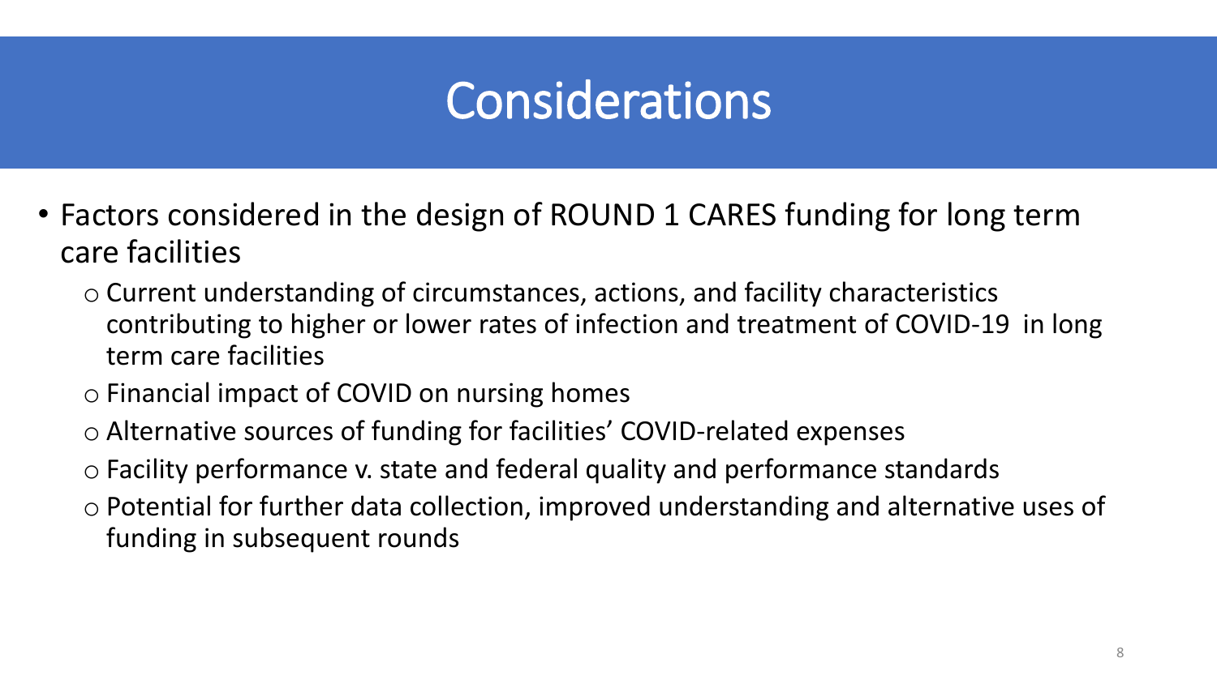# Considerations

- Factors considered in the design of ROUND 1 CARES funding for long term care facilities
  - Current understanding of circumstances, actions, and facility characteristics contributing to higher or lower rates of infection and treatment of COVID-19 in long term care facilities
  - Financial impact of COVID on nursing homes
  - Alternative sources of funding for facilities' COVID-related expenses
  - Facility performance v. state and federal quality and performance standards
  - Potential for further data collection, improved understanding and alternative uses of funding in subsequent rounds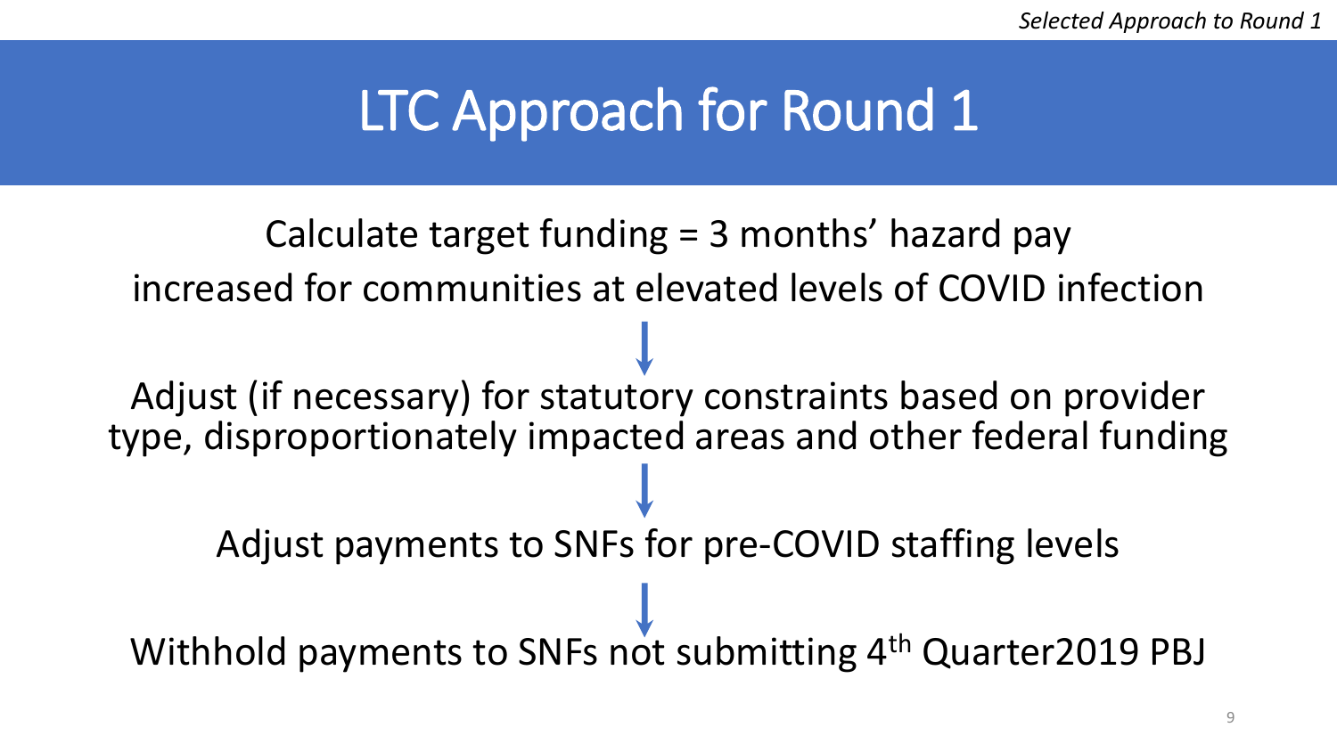# LTC Approach for Round 1

Calculate target funding = 3 months' hazard pay increased for communities at elevated levels of COVID infection

↓

Adjust (if necessary) for statutory constraints based on provider type, disproportionately impacted areas and other federal funding

↓

Adjust payments to SNFs for pre-COVID staffing levels

↓

Withhold payments to SNFs not submitting 4th Quarter2019 PBJ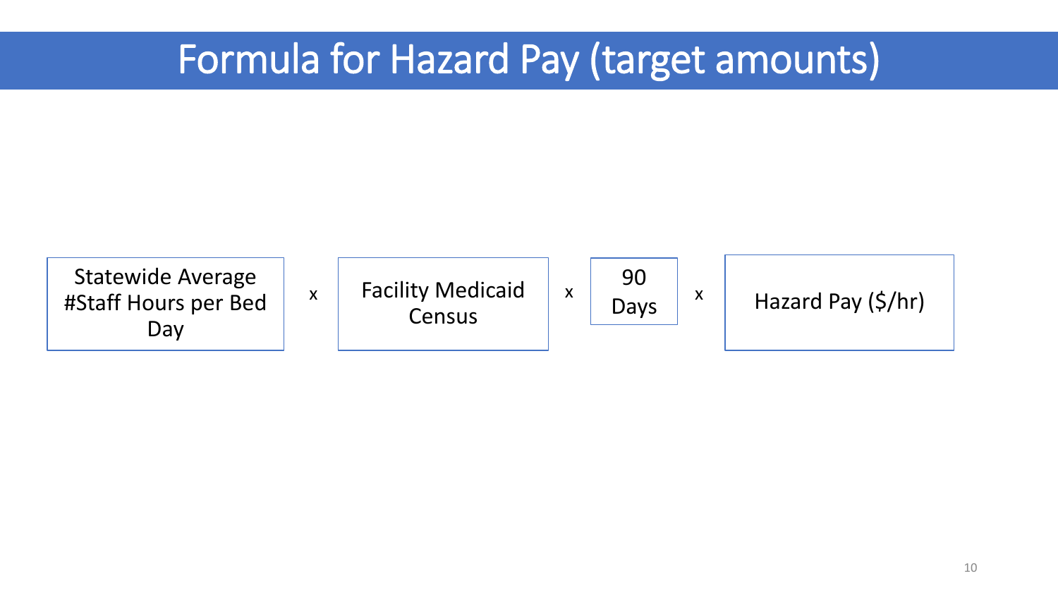# Formula for Hazard Pay (target amounts)

Statewide Average #Staff Hours per Bed Day × Facility Medicaid Census × 90 Days × Hazard Pay ($/hr)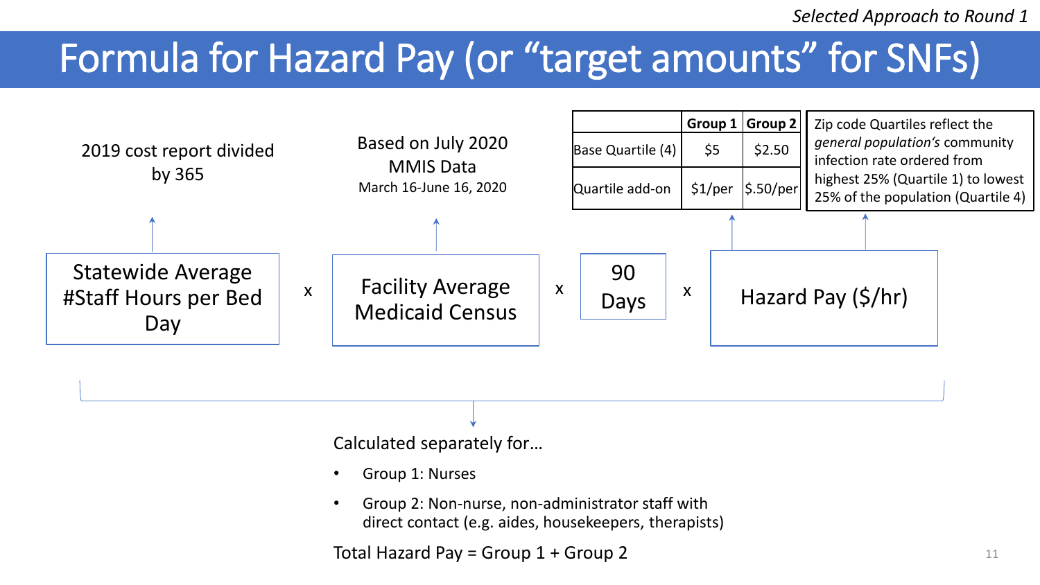*Selected Approach to Round 1*

# Formula for Hazard Pay (or "target amounts" for SNFs)

2019 cost report divided by 365

**Statewide Average #Staff Hours per Bed Day**

x

Based on July 2020 MMIS Data
March 16-June 16, 2020

**Facility Average Medicaid Census**

x

**90 Days**

x

**Hazard Pay ($/hr)**

| | Group 1 | Group 2 |
|---|---|---|
| Base Quartile (4) | $5 | $2.50 |
| Quartile add-on | $1/per | $.50/per |

Zip code Quartiles reflect the *general population's* community infection rate ordered from highest 25% (Quartile 1) to lowest 25% of the population (Quartile 4)

Calculated separately for…

- Group 1: Nurses
- Group 2: Non-nurse, non-administrator staff with direct contact (e.g. aides, housekeepers, therapists)

Total Hazard Pay = Group 1 + Group 2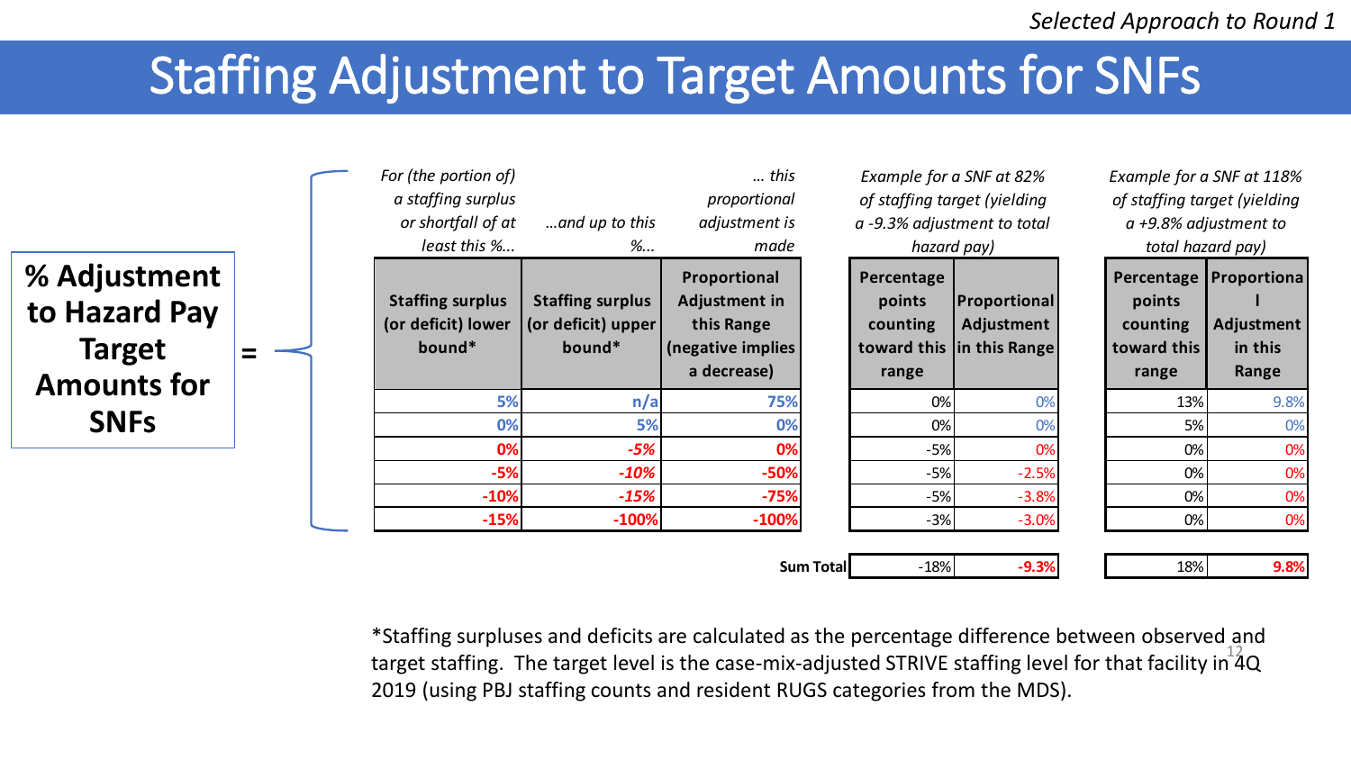*Selected Approach to Round 1*

# Staffing Adjustment to Target Amounts for SNFs

**% Adjustment to Hazard Pay Target Amounts for SNFs** =

| *For (the portion of) a staffing surplus or shortfall of at least this %...* | *...and up to this %...* | *... this proportional adjustment is made* | | *Example for a SNF at 82% of staffing target (yielding a -9.3% adjustment to total hazard pay)* | | | *Example for a SNF at 118% of staffing target (yielding a +9.8% adjustment to total hazard pay)* | |
|---|---|---|---|---|---|---|---|---|
| **Staffing surplus (or deficit) lower bound*** | **Staffing surplus (or deficit) upper bound*** | **Proportional Adjustment in this Range (negative implies a decrease)** | | **Percentage points counting toward this range** | **Proportional Adjustment in this Range** | | **Percentage points counting toward this range** | **Proportional Adjustment in this Range** |
| 5% | n/a | 75% | | 0% | 0% | | 13% | 9.8% |
| 0% | 5% | 0% | | 0% | 0% | | 5% | 0% |
| 0% | -5% | 0% | | -5% | 0% | | 0% | 0% |
| -5% | -10% | -50% | | -5% | -2.5% | | 0% | 0% |
| -10% | -15% | -75% | | -5% | -3.8% | | 0% | 0% |
| -15% | -100% | -100% | | -3% | -3.0% | | 0% | 0% |
| | | | **Sum Total** | -18% | **-9.3%** | | 18% | **9.8%** |

*Staffing surpluses and deficits are calculated as the percentage difference between observed and target staffing. The target level is the case-mix-adjusted STRIVE staffing level for that facility in 4Q 2019 (using PBJ staffing counts and resident RUGS categories from the MDS).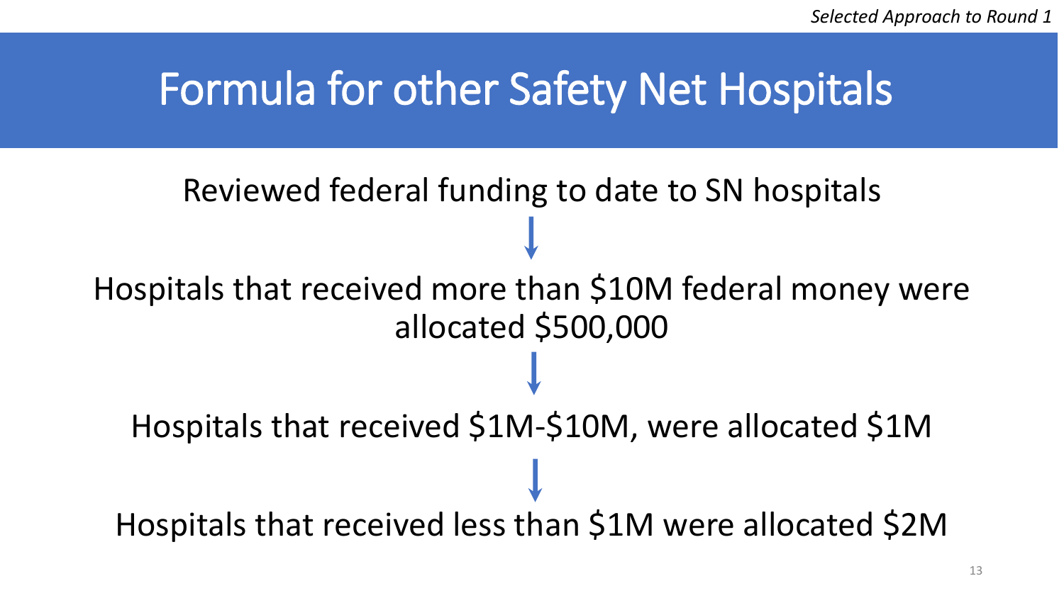*Selected Approach to Round 1*

# Formula for other Safety Net Hospitals

Reviewed federal funding to date to SN hospitals

↓

Hospitals that received more than $10M federal money were allocated $500,000

↓

Hospitals that received $1M-$10M, were allocated $1M

↓

Hospitals that received less than $1M were allocated $2M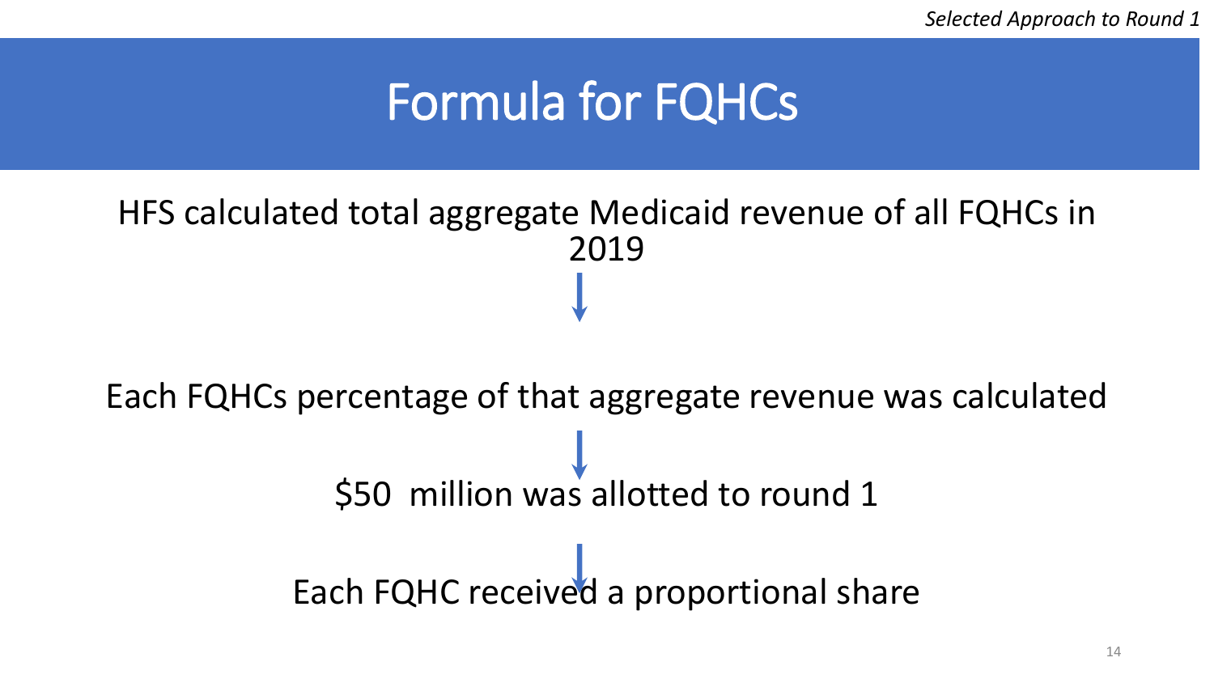*Selected Approach to Round 1*

# Formula for FQHCs

HFS calculated total aggregate Medicaid revenue of all FQHCs in 2019

↓

Each FQHCs percentage of that aggregate revenue was calculated

↓

$50 million was allotted to round 1

↓

Each FQHC received a proportional share